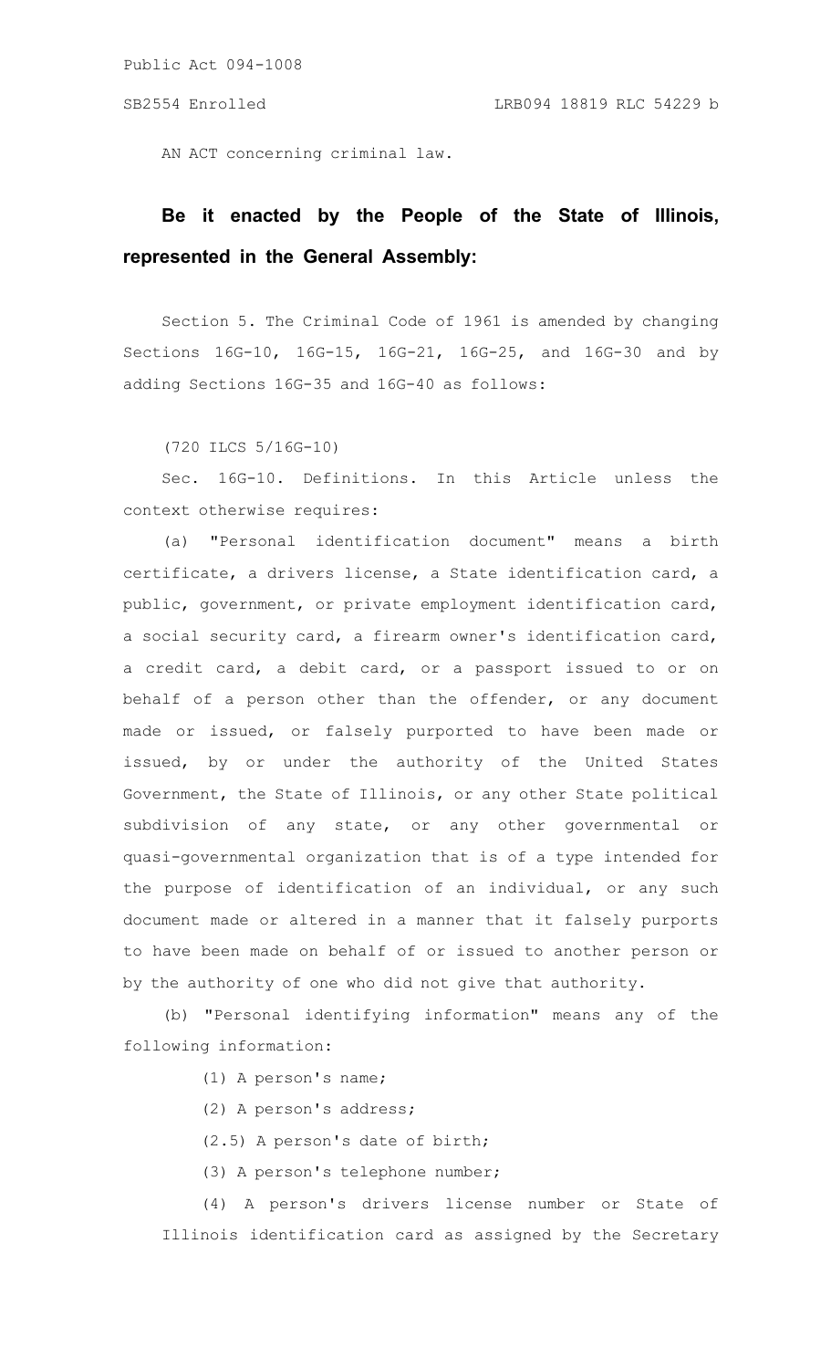AN ACT concerning criminal law.

**Be it enacted by the People of the State of Illinois, represented in the General Assembly:**

Section 5. The Criminal Code of 1961 is amended by changing Sections 16G-10, 16G-15, 16G-21, 16G-25, and 16G-30 and by adding Sections 16G-35 and 16G-40 as follows:

(720 ILCS 5/16G-10)

Sec. 16G-10. Definitions. In this Article unless the context otherwise requires:

(a) "Personal identification document" means a birth certificate, a drivers license, a State identification card, a public, government, or private employment identification card, a social security card, a firearm owner's identification card, a credit card, a debit card, or a passport issued to or on behalf of a person other than the offender, or any document made or issued, or falsely purported to have been made or issued, by or under the authority of the United States Government, the State of Illinois, or any other State political subdivision of any state, or any other governmental or quasi-governmental organization that is of a type intended for the purpose of identification of an individual, or any such document made or altered in a manner that it falsely purports to have been made on behalf of or issued to another person or by the authority of one who did not give that authority.

(b) "Personal identifying information" means any of the following information:

(1) A person's name;

(2) A person's address;

(2.5) A person's date of birth;

(3) A person's telephone number;

(4) A person's drivers license number or State of Illinois identification card as assigned by the Secretary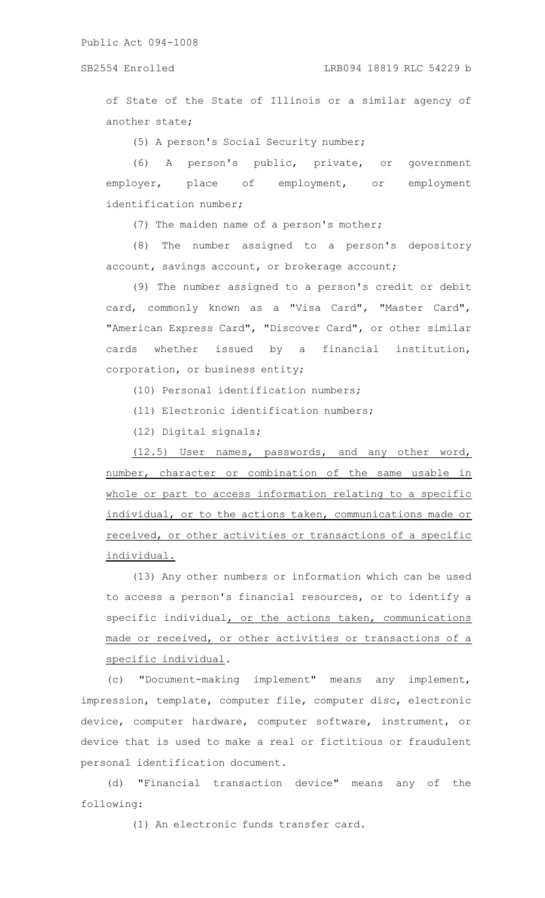of State of the State of Illinois or a similar agency of another state;

(5) A person's Social Security number;

(6) A person's public, private, or government employer, place of employment, or employment identification number;

(7) The maiden name of a person's mother;

(8) The number assigned to a person's depository account, savings account, or brokerage account;

(9) The number assigned to a person's credit or debit card, commonly known as a "Visa Card", "Master Card", "American Express Card", "Discover Card", or other similar cards whether issued by a financial institution, corporation, or business entity;

(10) Personal identification numbers;

(11) Electronic identification numbers;

(12) Digital signals;

(12.5) User names, passwords, and any other word, number, character or combination of the same usable in whole or part to access information relating to a specific individual, or to the actions taken, communications made or received, or other activities or transactions of a specific individual.

(13) Any other numbers or information which can be used to access a person's financial resources, or to identify a specific individual, or the actions taken, communications made or received, or other activities or transactions of a specific individual.

(c) "Document-making implement" means any implement, impression, template, computer file, computer disc, electronic device, computer hardware, computer software, instrument, or device that is used to make a real or fictitious or fraudulent personal identification document.

(d) "Financial transaction device" means any of the following:

(1) An electronic funds transfer card.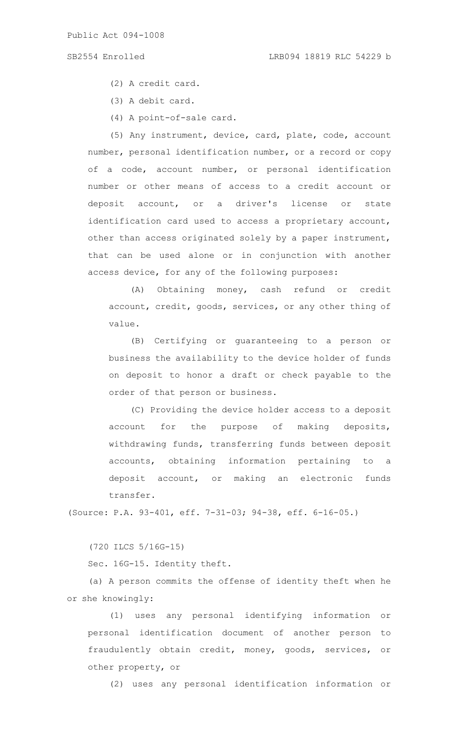(2) A credit card.

(3) A debit card.

(4) A point-of-sale card.

(5) Any instrument, device, card, plate, code, account number, personal identification number, or a record or copy of a code, account number, or personal identification number or other means of access to a credit account or deposit account, or a driver's license or state identification card used to access a proprietary account, other than access originated solely by a paper instrument, that can be used alone or in conjunction with another access device, for any of the following purposes:

(A) Obtaining money, cash refund or credit account, credit, goods, services, or any other thing of value.

(B) Certifying or guaranteeing to a person or business the availability to the device holder of funds on deposit to honor a draft or check payable to the order of that person or business.

(C) Providing the device holder access to a deposit account for the purpose of making deposits, withdrawing funds, transferring funds between deposit accounts, obtaining information pertaining to a deposit account, or making an electronic funds transfer.

(Source: P.A. 93-401, eff. 7-31-03; 94-38, eff. 6-16-05.)

(720 ILCS 5/16G-15)

Sec. 16G-15. Identity theft.

(a) A person commits the offense of identity theft when he or she knowingly:

(1) uses any personal identifying information or personal identification document of another person to fraudulently obtain credit, money, goods, services, or other property, or

(2) uses any personal identification information or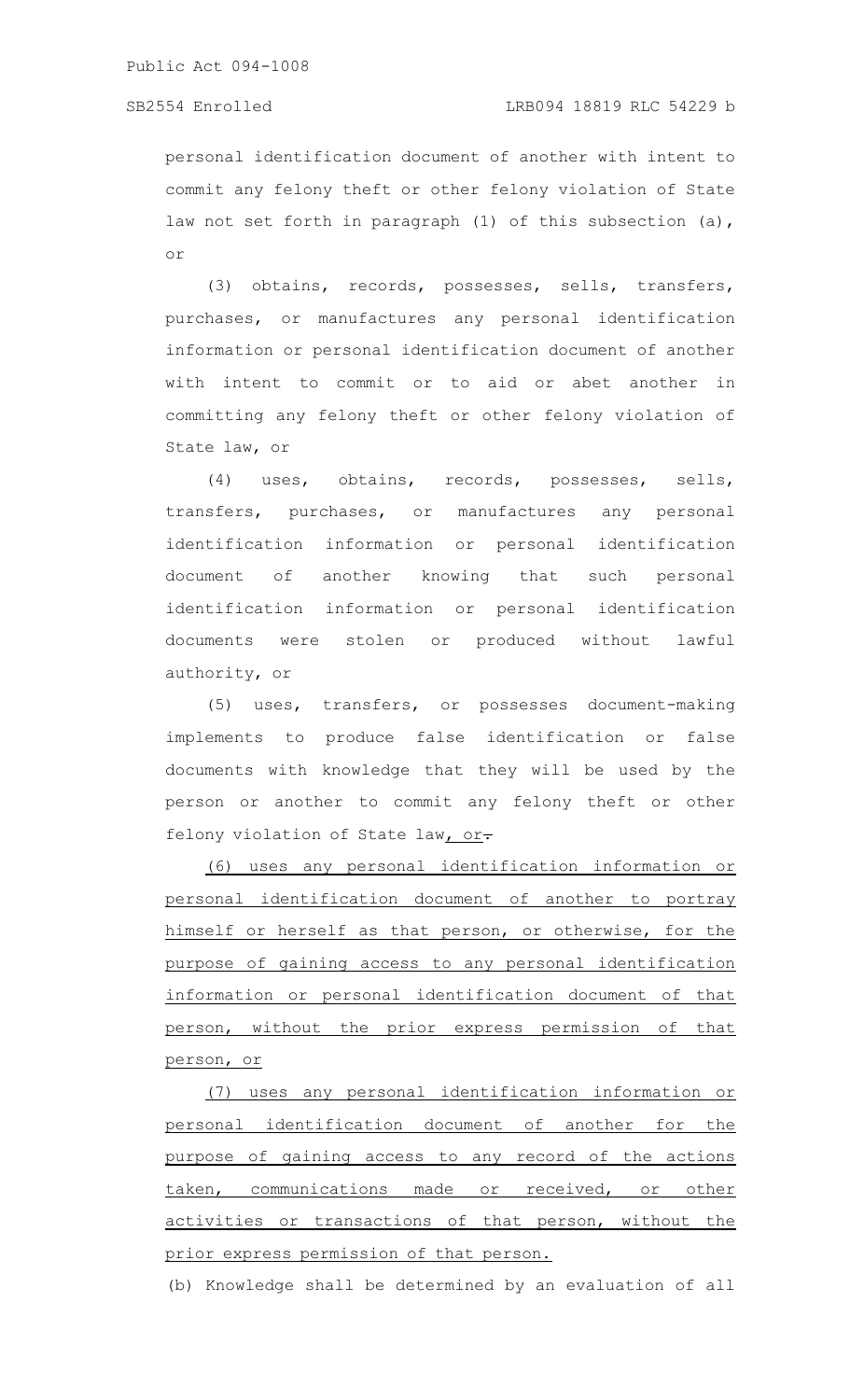personal identification document of another with intent to commit any felony theft or other felony violation of State law not set forth in paragraph (1) of this subsection (a), or

(3) obtains, records, possesses, sells, transfers, purchases, or manufactures any personal identification information or personal identification document of another with intent to commit or to aid or abet another in committing any felony theft or other felony violation of State law, or

(4) uses, obtains, records, possesses, sells, transfers, purchases, or manufactures any personal identification information or personal identification document of another knowing that such personal identification information or personal identification documents were stolen or produced without lawful authority, or

(5) uses, transfers, or possesses document-making implements to produce false identification or false documents with knowledge that they will be used by the person or another to commit any felony theft or other felony violation of State law, or.

(6) uses any personal identification information or personal identification document of another to portray himself or herself as that person, or otherwise, for the purpose of gaining access to any personal identification information or personal identification document of that person, without the prior express permission of that person, or

(7) uses any personal identification information or personal identification document of another for the purpose of gaining access to any record of the actions taken, communications made or received, or other activities or transactions of that person, without the prior express permission of that person.

(b) Knowledge shall be determined by an evaluation of all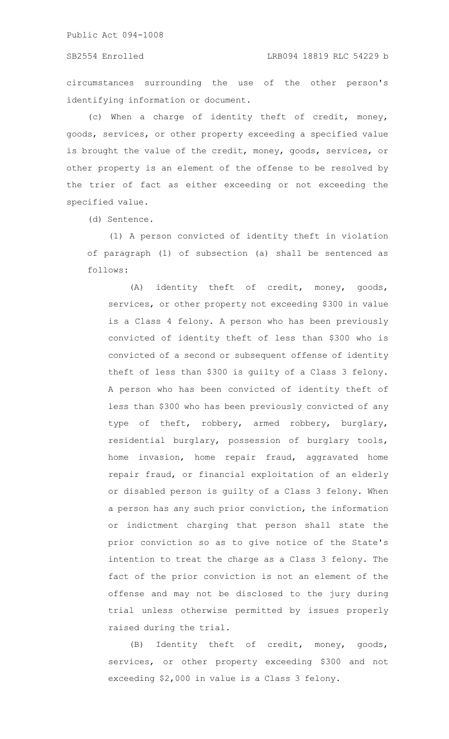circumstances surrounding the use of the other person's identifying information or document.

(c) When a charge of identity theft of credit, money, goods, services, or other property exceeding a specified value is brought the value of the credit, money, goods, services, or other property is an element of the offense to be resolved by the trier of fact as either exceeding or not exceeding the specified value.

(d) Sentence.

(1) A person convicted of identity theft in violation of paragraph (1) of subsection (a) shall be sentenced as follows:

(A) identity theft of credit, money, goods, services, or other property not exceeding $300 in value is a Class 4 felony. A person who has been previously convicted of identity theft of less than $300 who is convicted of a second or subsequent offense of identity theft of less than $300 is guilty of a Class 3 felony. A person who has been convicted of identity theft of less than $300 who has been previously convicted of any type of theft, robbery, armed robbery, burglary, residential burglary, possession of burglary tools, home invasion, home repair fraud, aggravated home repair fraud, or financial exploitation of an elderly or disabled person is guilty of a Class 3 felony. When a person has any such prior conviction, the information or indictment charging that person shall state the prior conviction so as to give notice of the State's intention to treat the charge as a Class 3 felony. The fact of the prior conviction is not an element of the offense and may not be disclosed to the jury during trial unless otherwise permitted by issues properly raised during the trial.

(B) Identity theft of credit, money, goods, services, or other property exceeding $300 and not exceeding $2,000 in value is a Class 3 felony.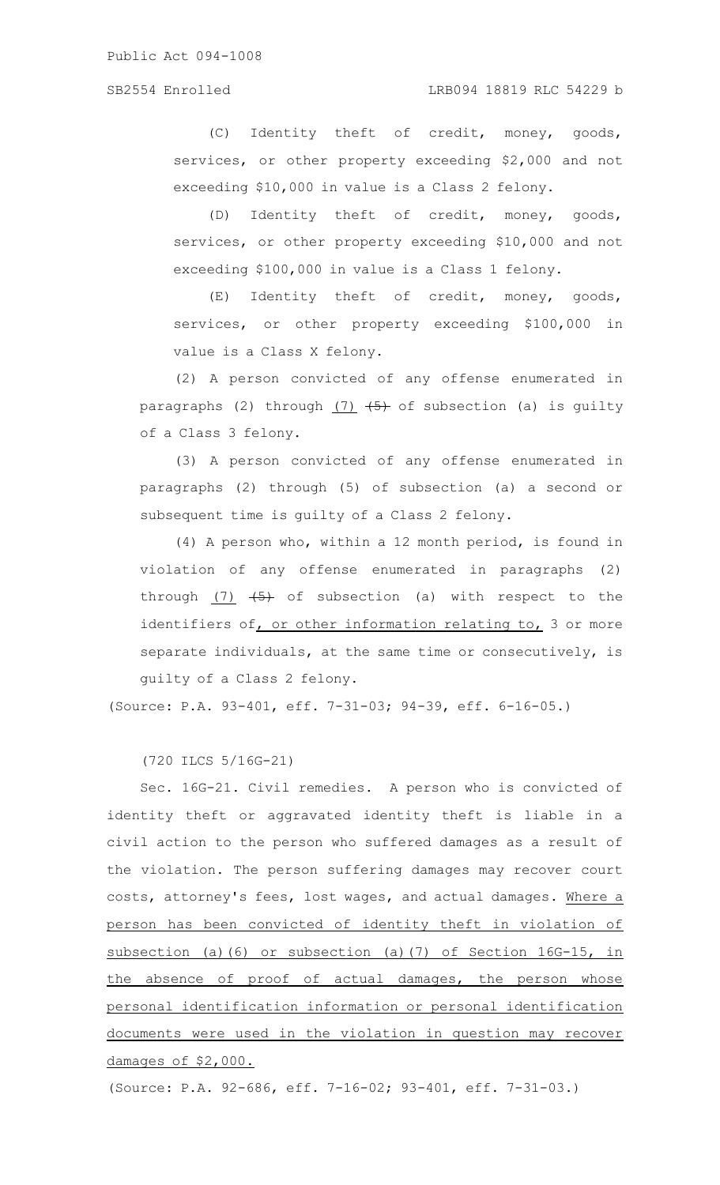(C) Identity theft of credit, money, goods, services, or other property exceeding $2,000 and not exceeding $10,000 in value is a Class 2 felony.

(D) Identity theft of credit, money, goods, services, or other property exceeding $10,000 and not exceeding $100,000 in value is a Class 1 felony.

(E) Identity theft of credit, money, goods, services, or other property exceeding $100,000 in value is a Class X felony.

(2) A person convicted of any offense enumerated in paragraphs (2) through (7) ~~(5)~~ of subsection (a) is guilty of a Class 3 felony.

(3) A person convicted of any offense enumerated in paragraphs (2) through (5) of subsection (a) a second or subsequent time is guilty of a Class 2 felony.

(4) A person who, within a 12 month period, is found in violation of any offense enumerated in paragraphs (2) through (7) ~~(5)~~ of subsection (a) with respect to the identifiers of, or other information relating to, 3 or more separate individuals, at the same time or consecutively, is guilty of a Class 2 felony.

(Source: P.A. 93-401, eff. 7-31-03; 94-39, eff. 6-16-05.)

(720 ILCS 5/16G-21)

Sec. 16G-21. Civil remedies. A person who is convicted of identity theft or aggravated identity theft is liable in a civil action to the person who suffered damages as a result of the violation. The person suffering damages may recover court costs, attorney's fees, lost wages, and actual damages. Where a person has been convicted of identity theft in violation of subsection (a)(6) or subsection (a)(7) of Section 16G-15, in the absence of proof of actual damages, the person whose personal identification information or personal identification documents were used in the violation in question may recover damages of $2,000.

(Source: P.A. 92-686, eff. 7-16-02; 93-401, eff. 7-31-03.)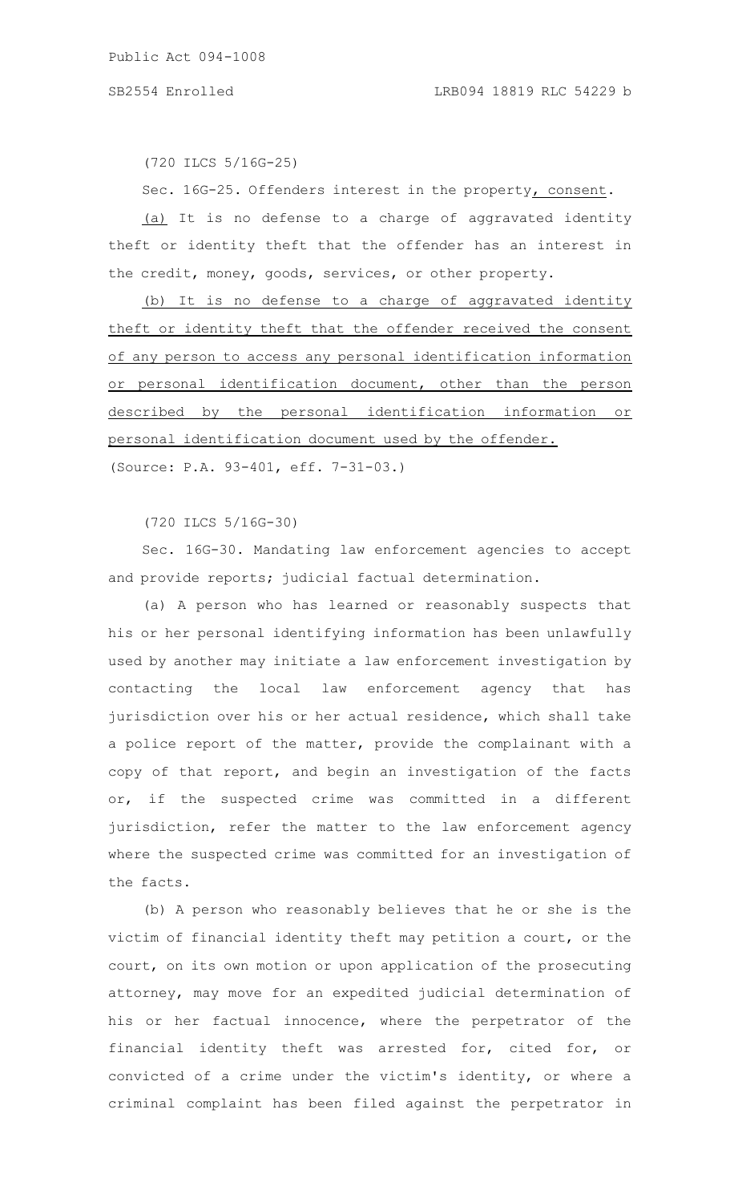(720 ILCS 5/16G-25)

Sec. 16G-25. Offenders interest in the property, consent.

(a) It is no defense to a charge of aggravated identity theft or identity theft that the offender has an interest in the credit, money, goods, services, or other property.

(b) It is no defense to a charge of aggravated identity theft or identity theft that the offender received the consent of any person to access any personal identification information or personal identification document, other than the person described by the personal identification information or personal identification document used by the offender.

(Source: P.A. 93-401, eff. 7-31-03.)

(720 ILCS 5/16G-30)

Sec. 16G-30. Mandating law enforcement agencies to accept and provide reports; judicial factual determination.

(a) A person who has learned or reasonably suspects that his or her personal identifying information has been unlawfully used by another may initiate a law enforcement investigation by contacting the local law enforcement agency that has jurisdiction over his or her actual residence, which shall take a police report of the matter, provide the complainant with a copy of that report, and begin an investigation of the facts or, if the suspected crime was committed in a different jurisdiction, refer the matter to the law enforcement agency where the suspected crime was committed for an investigation of the facts.

(b) A person who reasonably believes that he or she is the victim of financial identity theft may petition a court, or the court, on its own motion or upon application of the prosecuting attorney, may move for an expedited judicial determination of his or her factual innocence, where the perpetrator of the financial identity theft was arrested for, cited for, or convicted of a crime under the victim's identity, or where a criminal complaint has been filed against the perpetrator in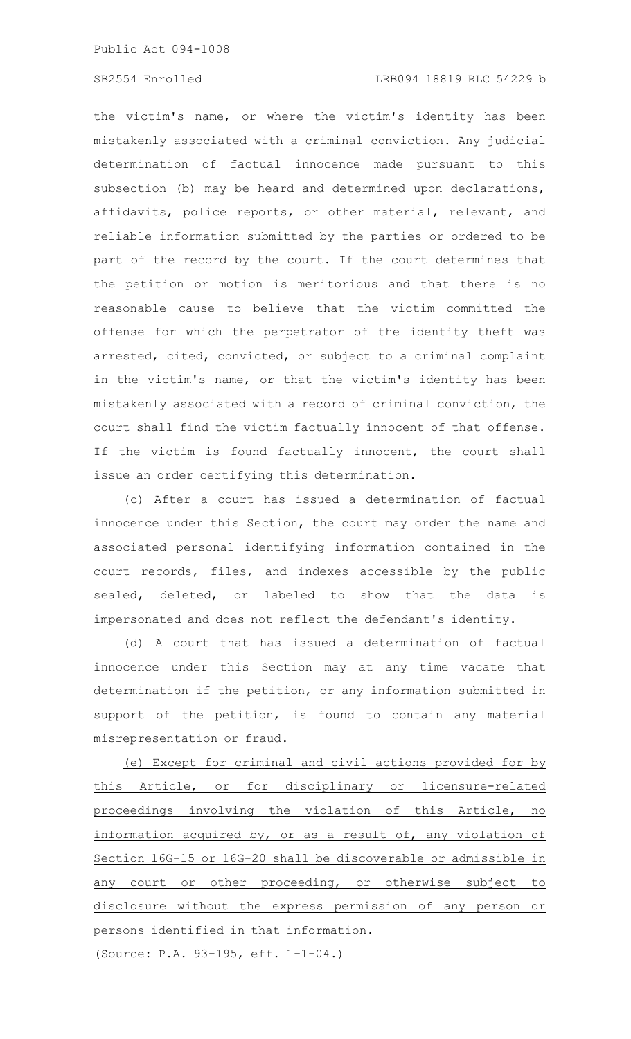the victim's name, or where the victim's identity has been mistakenly associated with a criminal conviction. Any judicial determination of factual innocence made pursuant to this subsection (b) may be heard and determined upon declarations, affidavits, police reports, or other material, relevant, and reliable information submitted by the parties or ordered to be part of the record by the court. If the court determines that the petition or motion is meritorious and that there is no reasonable cause to believe that the victim committed the offense for which the perpetrator of the identity theft was arrested, cited, convicted, or subject to a criminal complaint in the victim's name, or that the victim's identity has been mistakenly associated with a record of criminal conviction, the court shall find the victim factually innocent of that offense. If the victim is found factually innocent, the court shall issue an order certifying this determination.

(c) After a court has issued a determination of factual innocence under this Section, the court may order the name and associated personal identifying information contained in the court records, files, and indexes accessible by the public sealed, deleted, or labeled to show that the data is impersonated and does not reflect the defendant's identity.

(d) A court that has issued a determination of factual innocence under this Section may at any time vacate that determination if the petition, or any information submitted in support of the petition, is found to contain any material misrepresentation or fraud.

<u>(e) Except for criminal and civil actions provided for by this Article, or for disciplinary or licensure-related proceedings involving the violation of this Article, no information acquired by, or as a result of, any violation of Section 16G-15 or 16G-20 shall be discoverable or admissible in any court or other proceeding, or otherwise subject to disclosure without the express permission of any person or persons identified in that information.</u>

(Source: P.A. 93-195, eff. 1-1-04.)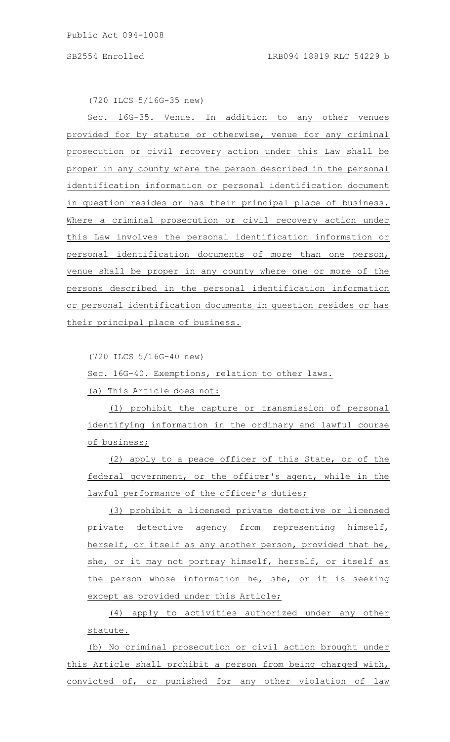(720 ILCS 5/16G-35 new)

Sec. 16G-35. Venue. In addition to any other venues provided for by statute or otherwise, venue for any criminal prosecution or civil recovery action under this Law shall be proper in any county where the person described in the personal identification information or personal identification document in question resides or has their principal place of business. Where a criminal prosecution or civil recovery action under this Law involves the personal identification information or personal identification documents of more than one person, venue shall be proper in any county where one or more of the persons described in the personal identification information or personal identification documents in question resides or has their principal place of business.

(720 ILCS 5/16G-40 new)

Sec. 16G-40. Exemptions, relation to other laws.

(a) This Article does not:

(1) prohibit the capture or transmission of personal identifying information in the ordinary and lawful course of business;

(2) apply to a peace officer of this State, or of the federal government, or the officer's agent, while in the lawful performance of the officer's duties;

(3) prohibit a licensed private detective or licensed private detective agency from representing himself, herself, or itself as any another person, provided that he, she, or it may not portray himself, herself, or itself as the person whose information he, she, or it is seeking except as provided under this Article;

(4) apply to activities authorized under any other statute.

(b) No criminal prosecution or civil action brought under this Article shall prohibit a person from being charged with, convicted of, or punished for any other violation of law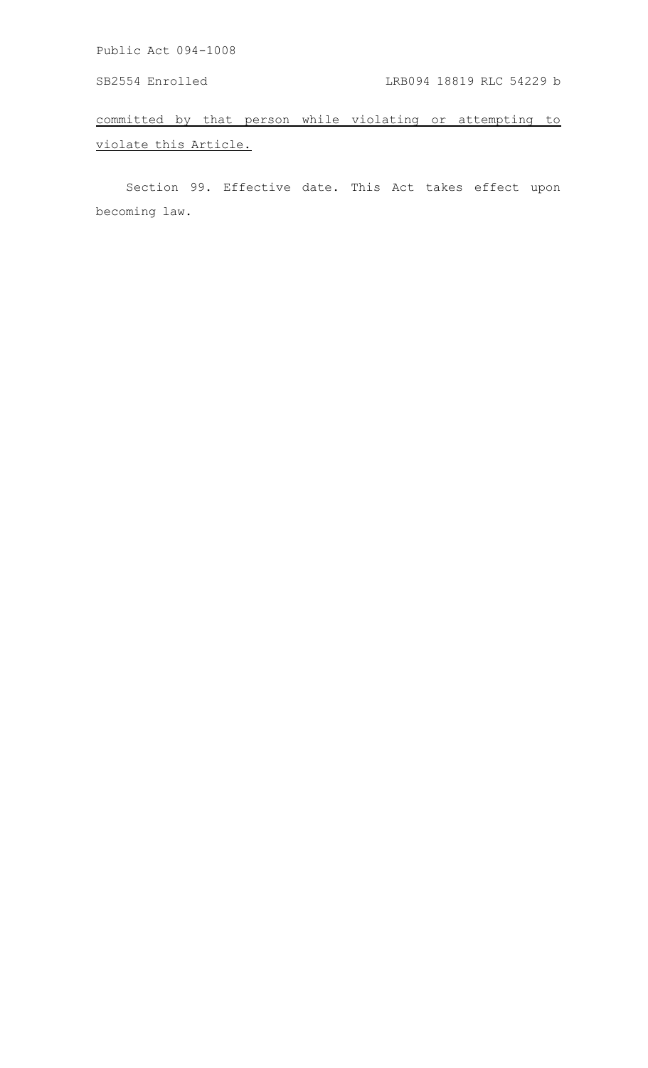<u>committed by that person while violating or attempting to violate this Article.</u>

Section 99. Effective date. This Act takes effect upon becoming law.